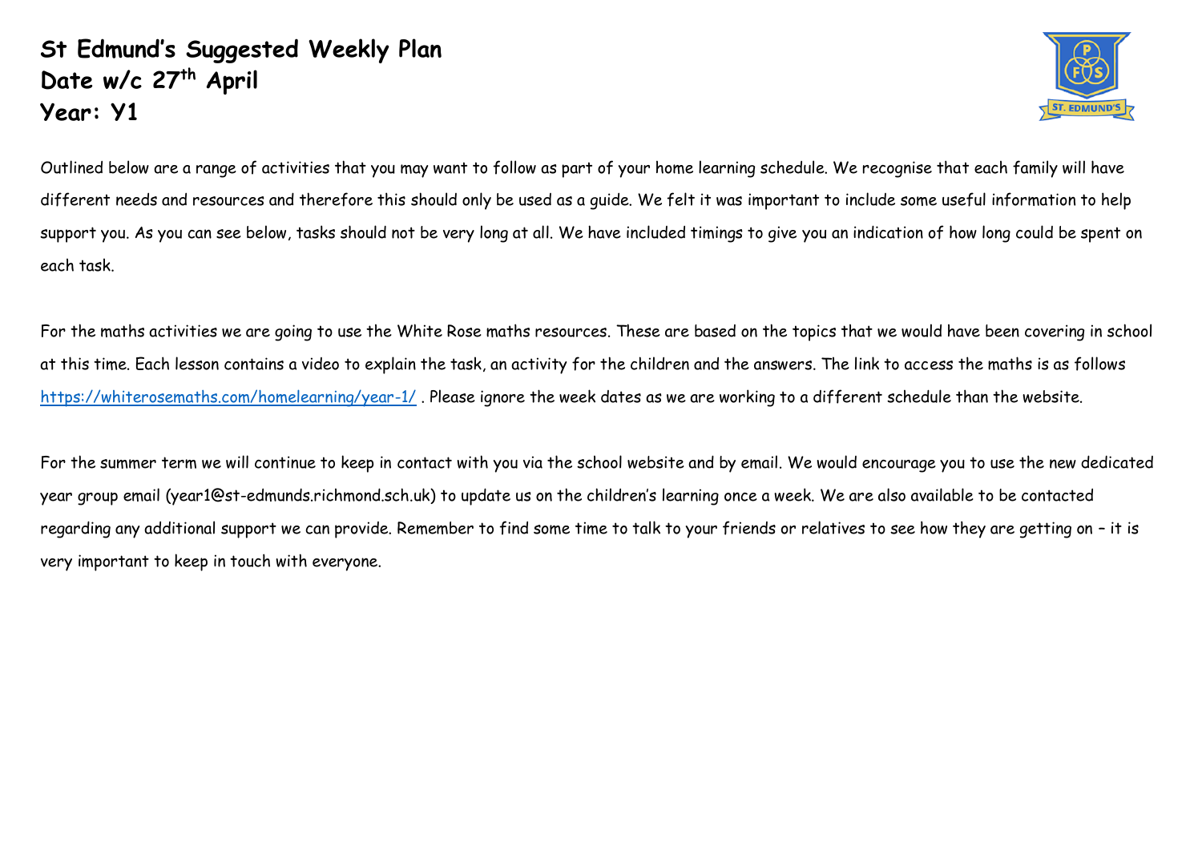# St Edmund's Suggested Weekly Plan
## Date w/c 27th April
## Year: Y1

Outlined below are a range of activities that you may want to follow as part of your home learning schedule. We recognise that each family will have different needs and resources and therefore this should only be used as a guide. We felt it was important to include some useful information to help support you. As you can see below, tasks should not be very long at all. We have included timings to give you an indication of how long could be spent on each task.

For the maths activities we are going to use the White Rose maths resources. These are based on the topics that we would have been covering in school at this time. Each lesson contains a video to explain the task, an activity for the children and the answers. The link to access the maths is as follows https://whiterosemaths.com/homelearning/year-1/ . Please ignore the week dates as we are working to a different schedule than the website.

For the summer term we will continue to keep in contact with you via the school website and by email. We would encourage you to use the new dedicated year group email (year1@st-edmunds.richmond.sch.uk) to update us on the children's learning once a week. We are also available to be contacted regarding any additional support we can provide. Remember to find some time to talk to your friends or relatives to see how they are getting on – it is very important to keep in touch with everyone.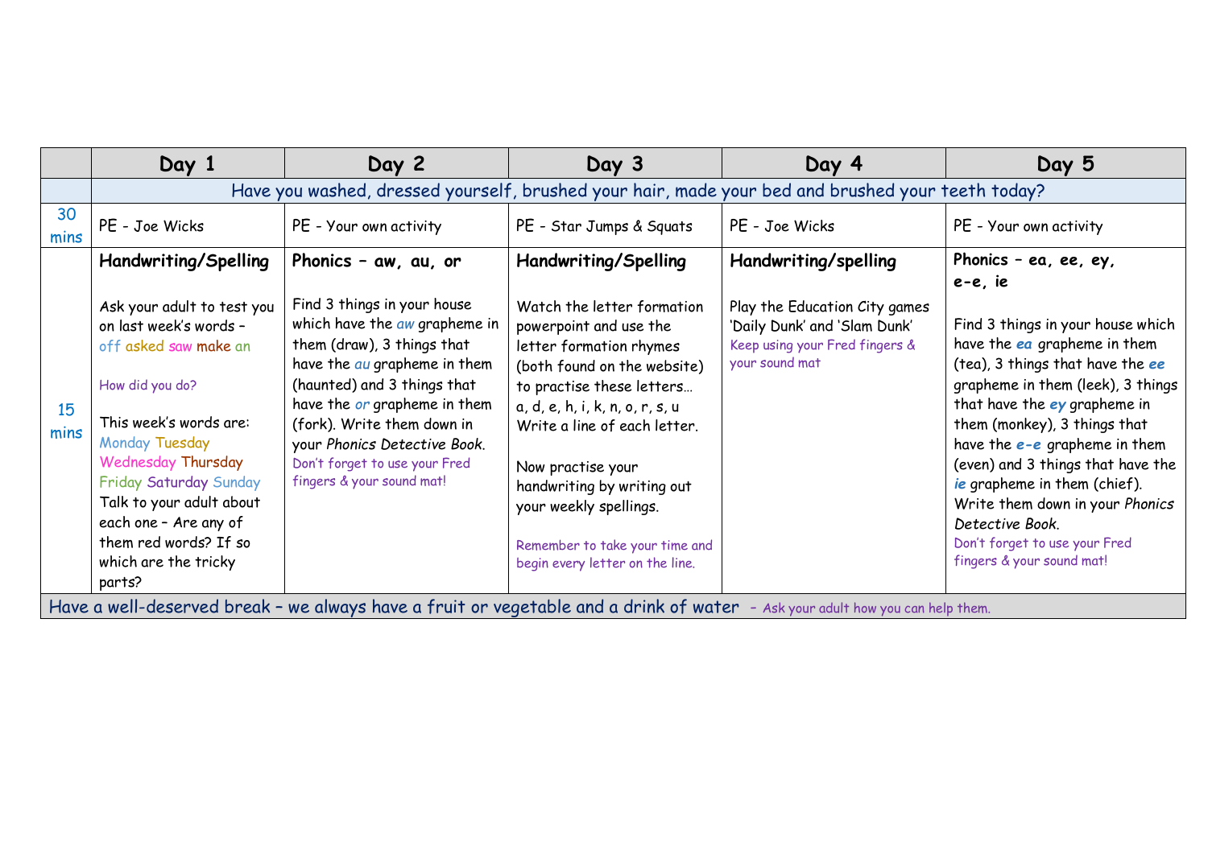| | Day 1 | Day 2 | Day 3 | Day 4 | Day 5 |
|---|---|---|---|---|---|
| | Have you washed, dressed yourself, brushed your hair, made your bed and brushed your teeth today? | | | | |
| 30 mins | PE - Joe Wicks | PE - Your own activity | PE - Star Jumps & Squats | PE - Joe Wicks | PE - Your own activity |
| 15 mins | **Handwriting/Spelling**<br><br>Ask your adult to test you on last week's words – off asked saw make an<br><br>How did you do?<br><br>This week's words are: Monday Tuesday Wednesday Thursday Friday Saturday Sunday<br>Talk to your adult about each one – Are any of them red words? If so which are the tricky parts? | **Phonics – aw, au, or**<br><br>Find 3 things in your house which have the *aw* grapheme in them (draw), 3 things that have the *au* grapheme in them (haunted) and 3 things that have the *or* grapheme in them (fork). Write them down in your *Phonics Detective Book*.<br>Don't forget to use your Fred fingers & your sound mat! | **Handwriting/Spelling**<br><br>Watch the letter formation powerpoint and use the letter formation rhymes (both found on the website) to practise these letters… a, d, e, h, i, k, n, o, r, s, u<br>Write a line of each letter.<br><br>Now practise your handwriting by writing out your weekly spellings.<br><br>Remember to take your time and begin every letter on the line. | **Handwriting/spelling**<br><br>Play the Education City games 'Daily Dunk' and 'Slam Dunk'<br>Keep using your Fred fingers & your sound mat | **Phonics – ea, ee, ey, e-e, ie**<br><br>Find 3 things in your house which have the ***ea*** grapheme in them (tea), 3 things that have the ***ee*** grapheme in them (leek), 3 things that have the ***ey*** grapheme in them (monkey), 3 things that have the ***e-e*** grapheme in them (even) and 3 things that have the ***ie*** grapheme in them (chief). Write them down in your *Phonics Detective Book*.<br>Don't forget to use your Fred fingers & your sound mat! |
| Have a well-deserved break – we always have a fruit or vegetable and a drink of water – Ask your adult how you can help them. | | | | | |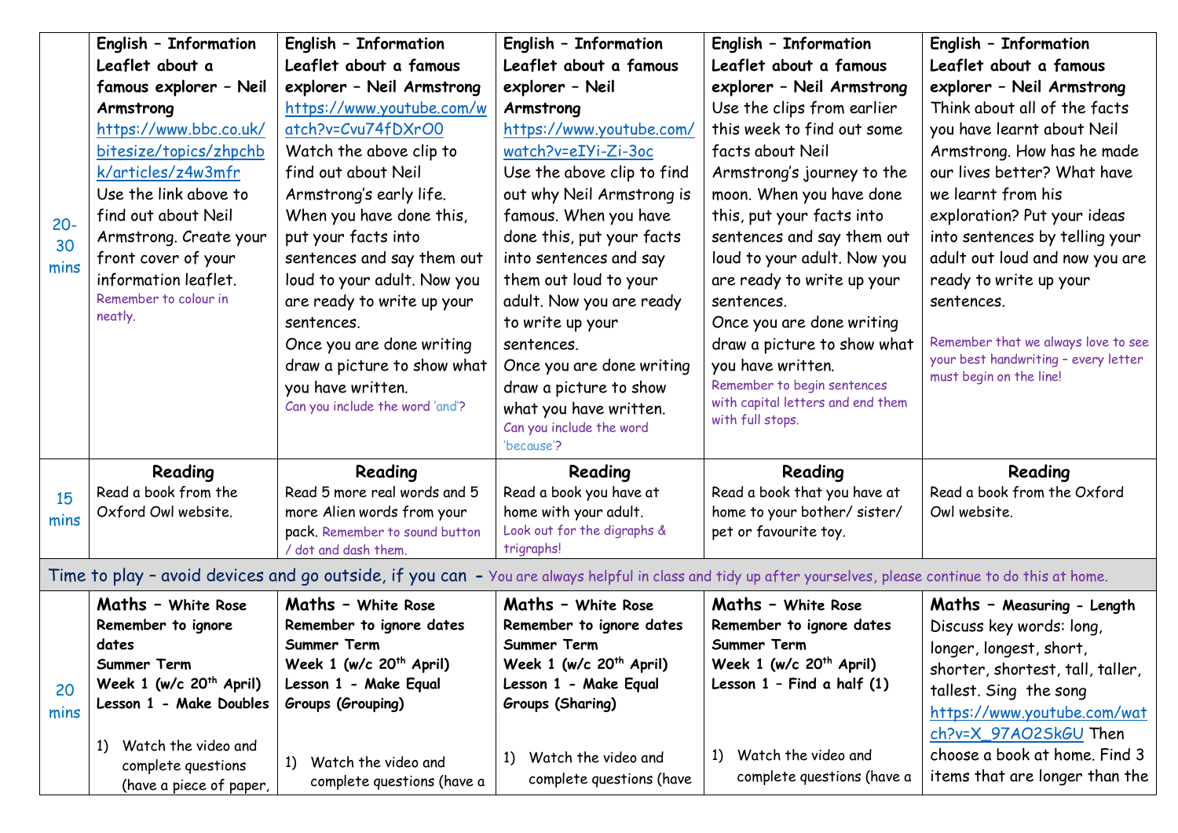| | | | | | |
|---|---|---|---|---|---|
| 20-30 mins | **English – Information Leaflet about a famous explorer – Neil Armstrong** https://www.bbc.co.uk/bitesize/topics/zhpchbk/articles/z4w3mfr Use the link above to find out about Neil Armstrong. Create your front cover of your information leaflet. Remember to colour in neatly. | **English – Information Leaflet about a famous explorer – Neil Armstrong** https://www.youtube.com/watch?v=Cvu74fDXrO0 Watch the above clip to find out about Neil Armstrong's early life. When you have done this, put your facts into sentences and say them out loud to your adult. Now you are ready to write up your sentences. Once you are done writing draw a picture to show what you have written. Can you include the word 'and'? | **English – Information Leaflet about a famous explorer – Neil Armstrong** https://www.youtube.com/watch?v=eIYi-Zi-3oc Use the above clip to find out why Neil Armstrong is famous. When you have done this, put your facts into sentences and say them out loud to your adult. Now you are ready to write up your sentences. Once you are done writing draw a picture to show what you have written. Can you include the word 'because'? | **English – Information Leaflet about a famous explorer – Neil Armstrong** Use the clips from earlier this week to find out some facts about Neil Armstrong's journey to the moon. When you have done this, put your facts into sentences and say them out loud to your adult. Now you are ready to write up your sentences. Once you are done writing draw a picture to show what you have written. Remember to begin sentences with capital letters and end them with full stops. | **English – Information Leaflet about a famous explorer – Neil Armstrong** Think about all of the facts you have learnt about Neil Armstrong. How has he made our lives better? What have we learnt from his exploration? Put your ideas into sentences by telling your adult out loud and now you are ready to write up your sentences. Remember that we always love to see your best handwriting – every letter must begin on the line! |
| 15 mins | **Reading** Read a book from the Oxford Owl website. | **Reading** Read 5 more real words and 5 more Alien words from your pack. Remember to sound button / dot and dash them. | **Reading** Read a book you have at home with your adult. Look out for the digraphs & trigraphs! | **Reading** Read a book that you have at home to your bother/ sister/ pet or favourite toy. | **Reading** Read a book from the Oxford Owl website. |
| Time to play – avoid devices and go outside, if you can – You are always helpful in class and tidy up after yourselves, please continue to do this at home. | | | | | |
| 20 mins | **Maths – White Rose Remember to ignore dates Summer Term Week 1 (w/c 20th April) Lesson 1 - Make Doubles** 1) Watch the video and complete questions (have a piece of paper, | **Maths – White Rose Remember to ignore dates Summer Term Week 1 (w/c 20th April) Lesson 1 - Make Equal Groups (Grouping)** 1) Watch the video and complete questions (have a | **Maths – White Rose Remember to ignore dates Summer Term Week 1 (w/c 20th April) Lesson 1 - Make Equal Groups (Sharing)** 1) Watch the video and complete questions (have | **Maths – White Rose Remember to ignore dates Summer Term Week 1 (w/c 20th April) Lesson 1 – Find a half (1)** 1) Watch the video and complete questions (have a | **Maths – Measuring - Length** Discuss key words: long, longer, longest, short, shorter, shortest, tall, taller, tallest. Sing the song https://www.youtube.com/watch?v=X_97AO2SkGU Then choose a book at home. Find 3 items that are longer than the |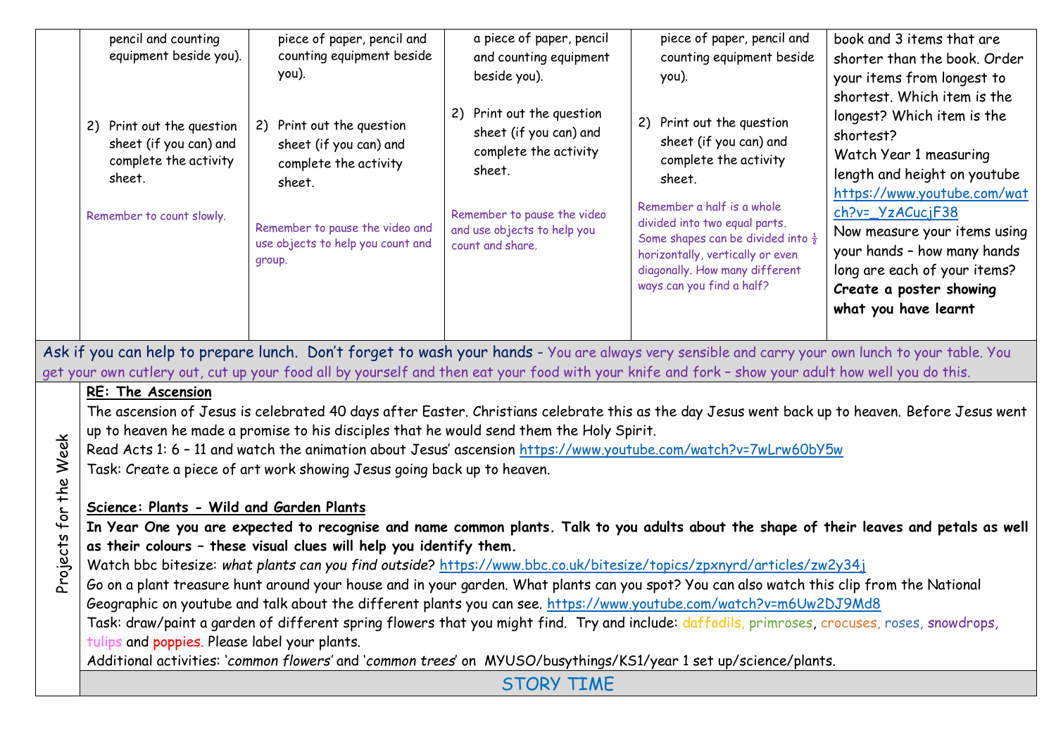| | | | | | |
|---|---|---|---|---|---|
| | pencil and counting equipment beside you).<br><br>2) Print out the question sheet (if you can) and complete the activity sheet.<br><br>Remember to count slowly. | piece of paper, pencil and counting equipment beside you).<br><br>2) Print out the question sheet (if you can) and complete the activity sheet.<br><br>Remember to pause the video and use objects to help you count and group. | a piece of paper, pencil and counting equipment beside you).<br><br>2) Print out the question sheet (if you can) and complete the activity sheet.<br><br>Remember to pause the video and use objects to help you count and share. | piece of paper, pencil and counting equipment beside you).<br><br>2) Print out the question sheet (if you can) and complete the activity sheet.<br><br>Remember a half is a whole divided into two equal parts. Some shapes can be divided into ½ horizontally, vertically or even diagonally. How many different ways can you find a half? | book and 3 items that are shorter than the book. Order your items from longest to shortest. Which item is the longest? Which item is the shortest?<br>Watch Year 1 measuring length and height on youtube https://www.youtube.com/watch?v=_YzACucjF38<br>Now measure your items using your hands – how many hands long are each of your items?<br>**Create a poster showing what you have learnt** |

Ask if you can help to prepare lunch. Don't forget to wash your hands - You are always very sensible and carry your own lunch to your table. You get your own cutlery out, cut up your food all by yourself and then eat your food with your knife and fork – show your adult how well you do this.

## Projects for the Week

**RE: The Ascension**

The ascension of Jesus is celebrated 40 days after Easter. Christians celebrate this as the day Jesus went back up to heaven. Before Jesus went up to heaven he made a promise to his disciples that he would send them the Holy Spirit.

Read Acts 1: 6 – 11 and watch the animation about Jesus' ascension https://www.youtube.com/watch?v=7wLrw60bY5w

Task: Create a piece of art work showing Jesus going back up to heaven.

**Science: Plants - Wild and Garden Plants**

**In Year One you are expected to recognise and name common plants. Talk to you adults about the shape of their leaves and petals as well as their colours – these visual clues will help you identify them.**

Watch bbc bitesize: *what plants can you find outside*? https://www.bbc.co.uk/bitesize/topics/zpxnyrd/articles/zw2y34j

Go on a plant treasure hunt around your house and in your garden. What plants can you spot? You can also watch this clip from the National Geographic on youtube and talk about the different plants you can see. https://www.youtube.com/watch?v=m6Uw2DJ9Md8

Task: draw/paint a garden of different spring flowers that you might find. Try and include: daffodils, primroses, crocuses, roses, snowdrops, tulips and poppies. Please label your plants.

Additional activities: '*common flowers*' and '*common trees*' on MYUSO/busythings/KS1/year 1 set up/science/plants.

STORY TIME